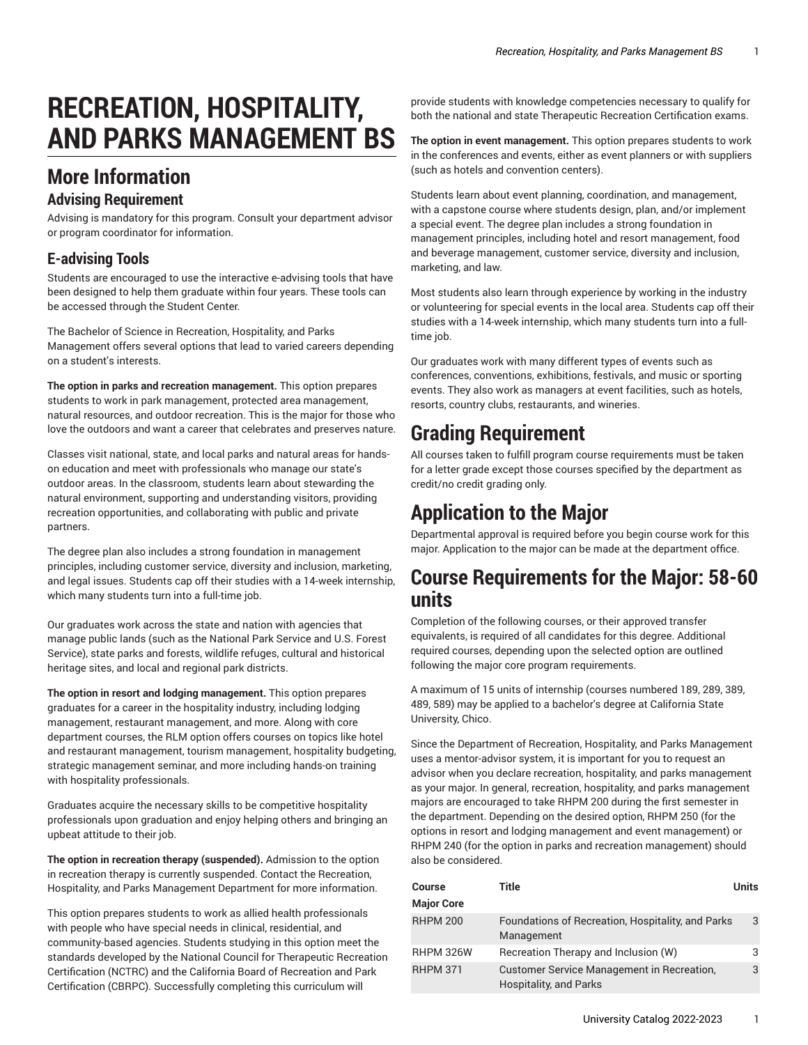# RECREATION, HOSPITALITY, AND PARKS MANAGEMENT BS

## More Information

### Advising Requirement

Advising is mandatory for this program. Consult your department advisor or program coordinator for information.

### E-advising Tools

Students are encouraged to use the interactive e-advising tools that have been designed to help them graduate within four years. These tools can be accessed through the Student Center.

The Bachelor of Science in Recreation, Hospitality, and Parks Management offers several options that lead to varied careers depending on a student's interests.

**The option in parks and recreation management.** This option prepares students to work in park management, protected area management, natural resources, and outdoor recreation. This is the major for those who love the outdoors and want a career that celebrates and preserves nature.

Classes visit national, state, and local parks and natural areas for hands-on education and meet with professionals who manage our state's outdoor areas. In the classroom, students learn about stewarding the natural environment, supporting and understanding visitors, providing recreation opportunities, and collaborating with public and private partners.

The degree plan also includes a strong foundation in management principles, including customer service, diversity and inclusion, marketing, and legal issues. Students cap off their studies with a 14-week internship, which many students turn into a full-time job.

Our graduates work across the state and nation with agencies that manage public lands (such as the National Park Service and U.S. Forest Service), state parks and forests, wildlife refuges, cultural and historical heritage sites, and local and regional park districts.

**The option in resort and lodging management.** This option prepares graduates for a career in the hospitality industry, including lodging management, restaurant management, and more. Along with core department courses, the RLM option offers courses on topics like hotel and restaurant management, tourism management, hospitality budgeting, strategic management seminar, and more including hands-on training with hospitality professionals.

Graduates acquire the necessary skills to be competitive hospitality professionals upon graduation and enjoy helping others and bringing an upbeat attitude to their job.

**The option in recreation therapy (suspended).** Admission to the option in recreation therapy is currently suspended. Contact the Recreation, Hospitality, and Parks Management Department for more information.

This option prepares students to work as allied health professionals with people who have special needs in clinical, residential, and community-based agencies. Students studying in this option meet the standards developed by the National Council for Therapeutic Recreation Certification (NCTRC) and the California Board of Recreation and Park Certification (CBRPC). Successfully completing this curriculum will provide students with knowledge competencies necessary to qualify for both the national and state Therapeutic Recreation Certification exams.

**The option in event management.** This option prepares students to work in the conferences and events, either as event planners or with suppliers (such as hotels and convention centers).

Students learn about event planning, coordination, and management, with a capstone course where students design, plan, and/or implement a special event. The degree plan includes a strong foundation in management principles, including hotel and resort management, food and beverage management, customer service, diversity and inclusion, marketing, and law.

Most students also learn through experience by working in the industry or volunteering for special events in the local area. Students cap off their studies with a 14-week internship, which many students turn into a full-time job.

Our graduates work with many different types of events such as conferences, conventions, exhibitions, festivals, and music or sporting events. They also work as managers at event facilities, such as hotels, resorts, country clubs, restaurants, and wineries.

## Grading Requirement

All courses taken to fulfill program course requirements must be taken for a letter grade except those courses specified by the department as credit/no credit grading only.

## Application to the Major

Departmental approval is required before you begin course work for this major. Application to the major can be made at the department office.

## Course Requirements for the Major: 58-60 units

Completion of the following courses, or their approved transfer equivalents, is required of all candidates for this degree. Additional required courses, depending upon the selected option are outlined following the major core program requirements.

A maximum of 15 units of internship (courses numbered 189, 289, 389, 489, 589) may be applied to a bachelor's degree at California State University, Chico.

Since the Department of Recreation, Hospitality, and Parks Management uses a mentor-advisor system, it is important for you to request an advisor when you declare recreation, hospitality, and parks management as your major. In general, recreation, hospitality, and parks management majors are encouraged to take RHPM 200 during the first semester in the department. Depending on the desired option, RHPM 250 (for the options in resort and lodging management and event management) or RHPM 240 (for the option in parks and recreation management) should also be considered.

| Course | Title | Units |
|---|---|---|
| **Major Core** | | |
| RHPM 200 | Foundations of Recreation, Hospitality, and Parks Management | 3 |
| RHPM 326W | Recreation Therapy and Inclusion (W) | 3 |
| RHPM 371 | Customer Service Management in Recreation, Hospitality, and Parks | 3 |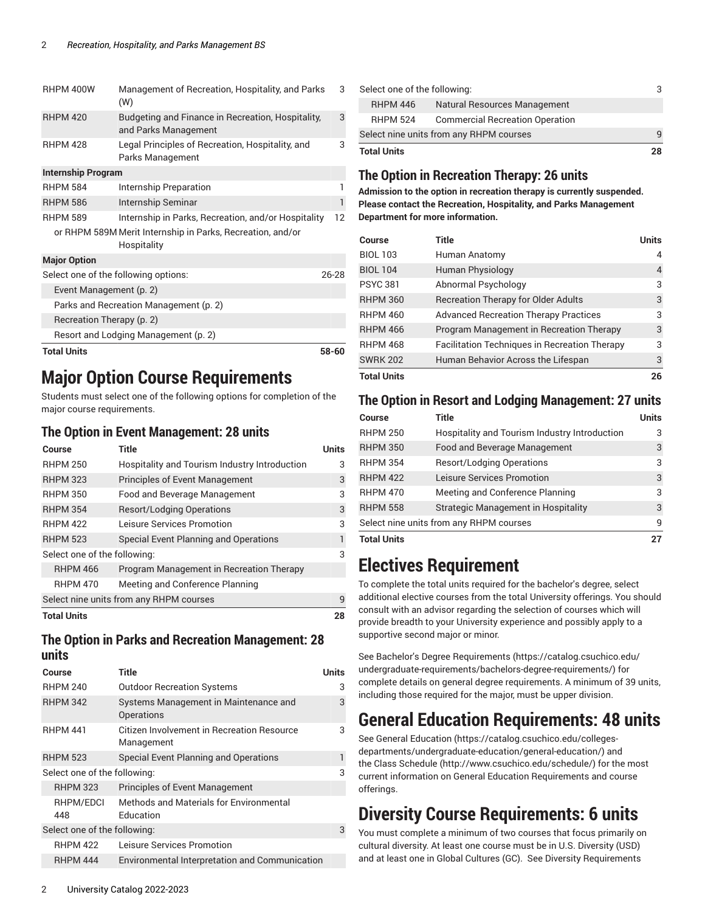| | | |
|---|---|---|
| RHPM 400W | Management of Recreation, Hospitality, and Parks (W) | 3 |
| RHPM 420 | Budgeting and Finance in Recreation, Hospitality, and Parks Management | 3 |
| RHPM 428 | Legal Principles of Recreation, Hospitality, and Parks Management | 3 |
| **Internship Program** | | |
| RHPM 584 | Internship Preparation | 1 |
| RHPM 586 | Internship Seminar | 1 |
| RHPM 589 | Internship in Parks, Recreation, and/or Hospitality | 12 |
| or RHPM 589M | Merit Internship in Parks, Recreation, and/or Hospitality | |
| **Major Option** | | |
| Select one of the following options: | | 26-28 |
| Event Management (p. 2) | | |
| Parks and Recreation Management (p. 2) | | |
| Recreation Therapy (p. 2) | | |
| Resort and Lodging Management (p. 2) | | |
| **Total Units** | | **58-60** |

# Major Option Course Requirements

Students must select one of the following options for completion of the major course requirements.

## The Option in Event Management: 28 units

| Course | Title | Units |
|---|---|---|
| RHPM 250 | Hospitality and Tourism Industry Introduction | 3 |
| RHPM 323 | Principles of Event Management | 3 |
| RHPM 350 | Food and Beverage Management | 3 |
| RHPM 354 | Resort/Lodging Operations | 3 |
| RHPM 422 | Leisure Services Promotion | 3 |
| RHPM 523 | Special Event Planning and Operations | 1 |
| Select one of the following: | | 3 |
| RHPM 466 | Program Management in Recreation Therapy | |
| RHPM 470 | Meeting and Conference Planning | |
| Select nine units from any RHPM courses | | 9 |
| **Total Units** | | **28** |

## The Option in Parks and Recreation Management: 28 units

| Course | Title | Units |
|---|---|---|
| RHPM 240 | Outdoor Recreation Systems | 3 |
| RHPM 342 | Systems Management in Maintenance and Operations | 3 |
| RHPM 441 | Citizen Involvement in Recreation Resource Management | 3 |
| RHPM 523 | Special Event Planning and Operations | 1 |
| Select one of the following: | | 3 |
| RHPM 323 | Principles of Event Management | |
| RHPM/EDCI 448 | Methods and Materials for Environmental Education | |
| Select one of the following: | | 3 |
| RHPM 422 | Leisure Services Promotion | |
| RHPM 444 | Environmental Interpretation and Communication | |
| Select one of the following: | | 3 |
| RHPM 446 | Natural Resources Management | |
| RHPM 524 | Commercial Recreation Operation | |
| Select nine units from any RHPM courses | | 9 |
| **Total Units** | | **28** |

## The Option in Recreation Therapy: 26 units

**Admission to the option in recreation therapy is currently suspended. Please contact the Recreation, Hospitality, and Parks Management Department for more information.**

| Course | Title | Units |
|---|---|---|
| BIOL 103 | Human Anatomy | 4 |
| BIOL 104 | Human Physiology | 4 |
| PSYC 381 | Abnormal Psychology | 3 |
| RHPM 360 | Recreation Therapy for Older Adults | 3 |
| RHPM 460 | Advanced Recreation Therapy Practices | 3 |
| RHPM 466 | Program Management in Recreation Therapy | 3 |
| RHPM 468 | Facilitation Techniques in Recreation Therapy | 3 |
| SWRK 202 | Human Behavior Across the Lifespan | 3 |
| **Total Units** | | **26** |

## The Option in Resort and Lodging Management: 27 units

| Course | Title | Units |
|---|---|---|
| RHPM 250 | Hospitality and Tourism Industry Introduction | 3 |
| RHPM 350 | Food and Beverage Management | 3 |
| RHPM 354 | Resort/Lodging Operations | 3 |
| RHPM 422 | Leisure Services Promotion | 3 |
| RHPM 470 | Meeting and Conference Planning | 3 |
| RHPM 558 | Strategic Management in Hospitality | 3 |
| Select nine units from any RHPM courses | | 9 |
| **Total Units** | | **27** |

# Electives Requirement

To complete the total units required for the bachelor's degree, select additional elective courses from the total University offerings. You should consult with an advisor regarding the selection of courses which will provide breadth to your University experience and possibly apply to a supportive second major or minor.

See Bachelor's Degree Requirements (https://catalog.csuchico.edu/undergraduate-requirements/bachelors-degree-requirements/) for complete details on general degree requirements. A minimum of 39 units, including those required for the major, must be upper division.

# General Education Requirements: 48 units

See General Education (https://catalog.csuchico.edu/colleges-departments/undergraduate-education/general-education/) and the Class Schedule (http://www.csuchico.edu/schedule/) for the most current information on General Education Requirements and course offerings.

# Diversity Course Requirements: 6 units

You must complete a minimum of two courses that focus primarily on cultural diversity. At least one course must be in U.S. Diversity (USD) and at least one in Global Cultures (GC). See Diversity Requirements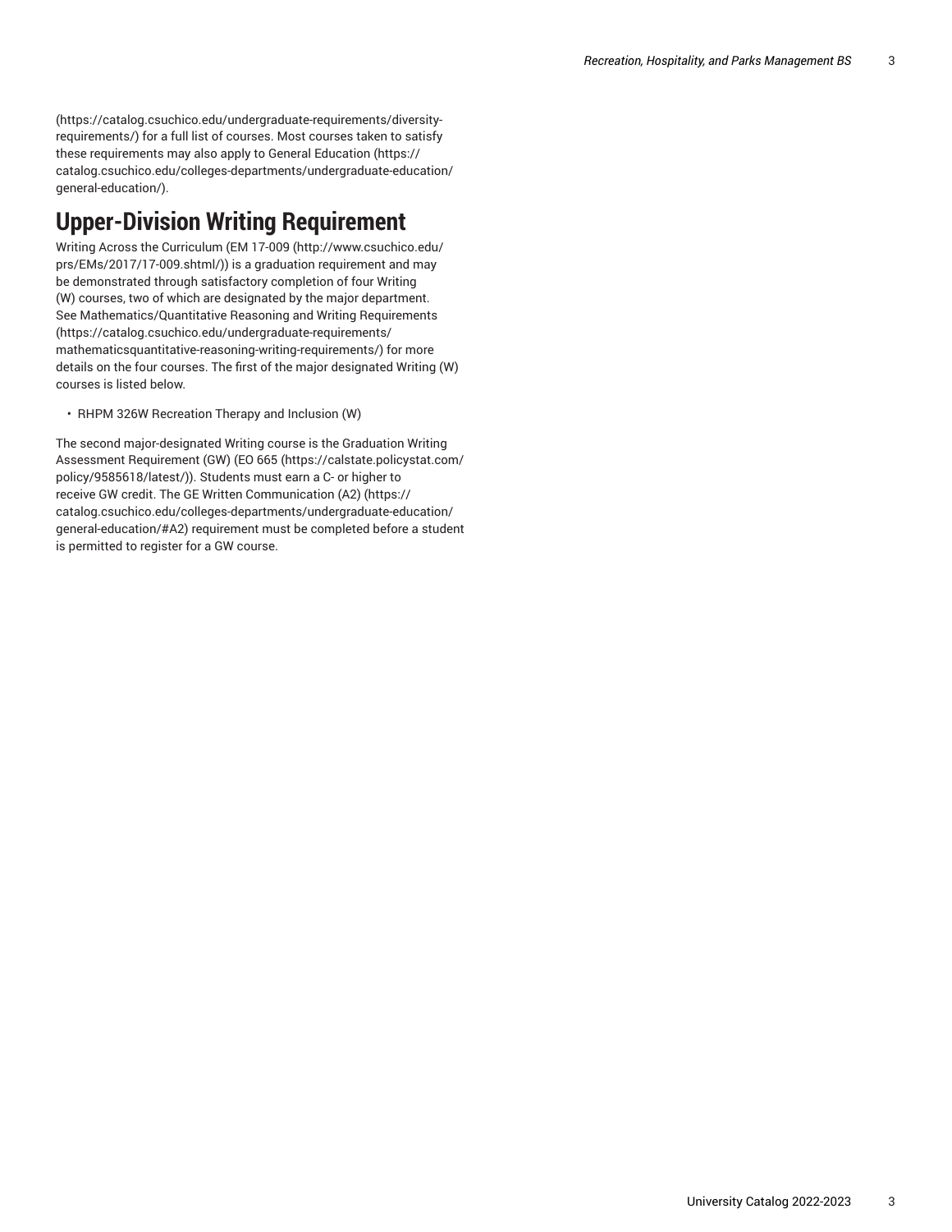(https://catalog.csuchico.edu/undergraduate-requirements/diversity-requirements/) for a full list of courses. Most courses taken to satisfy these requirements may also apply to General Education (https://catalog.csuchico.edu/colleges-departments/undergraduate-education/general-education/).

## Upper-Division Writing Requirement

Writing Across the Curriculum (EM 17-009 (http://www.csuchico.edu/prs/EMs/2017/17-009.shtml/)) is a graduation requirement and may be demonstrated through satisfactory completion of four Writing (W) courses, two of which are designated by the major department. See Mathematics/Quantitative Reasoning and Writing Requirements (https://catalog.csuchico.edu/undergraduate-requirements/mathematicsquantitative-reasoning-writing-requirements/) for more details on the four courses. The first of the major designated Writing (W) courses is listed below.

- RHPM 326W Recreation Therapy and Inclusion (W)

The second major-designated Writing course is the Graduation Writing Assessment Requirement (GW) (EO 665 (https://calstate.policystat.com/policy/9585618/latest/)). Students must earn a C- or higher to receive GW credit. The GE Written Communication (A2) (https://catalog.csuchico.edu/colleges-departments/undergraduate-education/general-education/#A2) requirement must be completed before a student is permitted to register for a GW course.